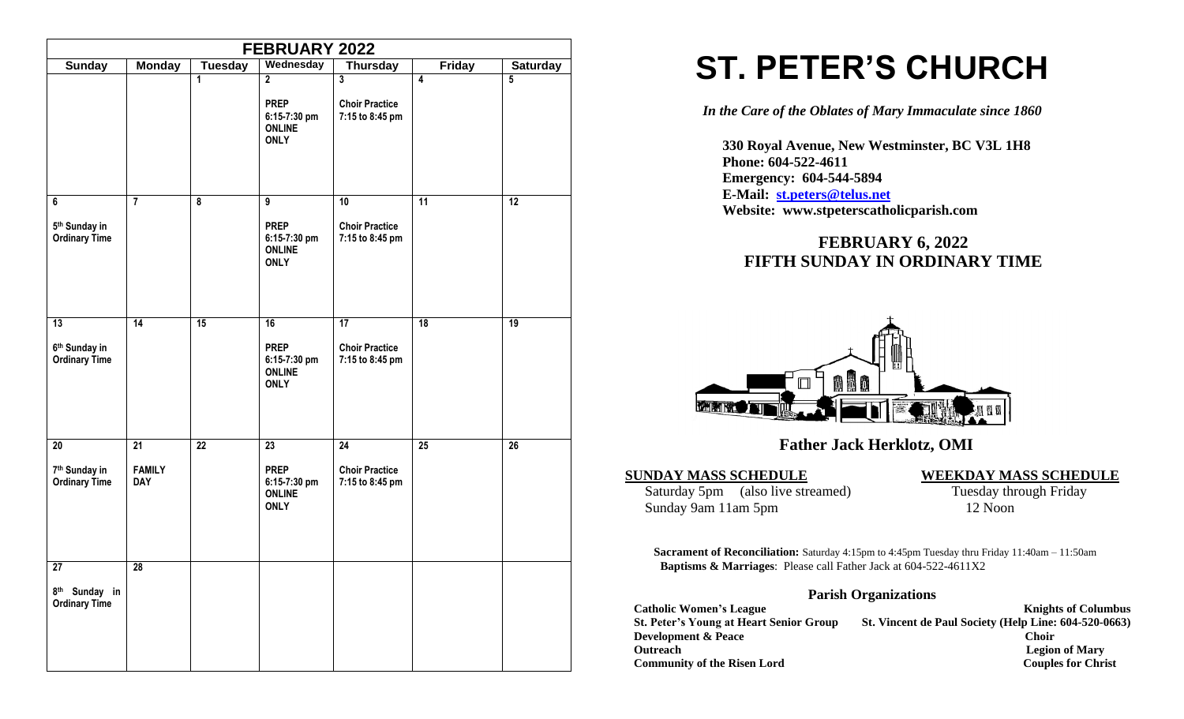| FEBRUARY 2022 | | | | | | |
|---|---|---|---|---|---|---|
| **Sunday** | **Monday** | **Tuesday** | **Wednesday** | **Thursday** | **Friday** | **Saturday** |
| | | 1 | 2<br><br>PREP 6:15-7:30 pm ONLINE ONLY | 3<br><br>Choir Practice 7:15 to 8:45 pm | 4 | 5 |
| 6<br><br>5th Sunday in Ordinary Time | 7 | 8 | 9<br><br>PREP 6:15-7:30 pm ONLINE ONLY | 10<br><br>Choir Practice 7:15 to 8:45 pm | 11 | 12 |
| 13<br><br>6th Sunday in Ordinary Time | 14 | 15 | 16<br><br>PREP 6:15-7:30 pm ONLINE ONLY | 17<br><br>Choir Practice 7:15 to 8:45 pm | 18 | 19 |
| 20<br><br>7th Sunday in Ordinary Time | 21<br><br>FAMILY DAY | 22 | 23<br><br>PREP 6:15-7:30 pm ONLINE ONLY | 24<br><br>Choir Practice 7:15 to 8:45 pm | 25 | 26 |
| 27<br><br>8th Sunday in Ordinary Time | 28 | | | | | |

# ST. PETER'S CHURCH

*In the Care of the Oblates of Mary Immaculate since 1860*

**330 Royal Avenue, New Westminster, BC V3L 1H8**
**Phone: 604-522-4611**
**Emergency: 604-544-5894**
**E-Mail: st.peters@telus.net**
**Website: www.stpeterscatholicparish.com**

## FEBRUARY 6, 2022
## FIFTH SUNDAY IN ORDINARY TIME

### Father Jack Herklotz, OMI

**SUNDAY MASS SCHEDULE**

Saturday 5pm (also live streamed)
Sunday 9am 11am 5pm

**WEEKDAY MASS SCHEDULE**

Tuesday through Friday
12 Noon

**Sacrament of Reconciliation:** Saturday 4:15pm to 4:45pm Tuesday thru Friday 11:40am – 11:50am
**Baptisms & Marriages**: Please call Father Jack at 604-522-4611X2

### Parish Organizations

**Catholic Women's League**
**St. Peter's Young at Heart Senior Group**
**Development & Peace**
**Outreach**
**Community of the Risen Lord**
**Knights of Columbus**
**St. Vincent de Paul Society (Help Line: 604-520-0663)**
**Choir**
**Legion of Mary**
**Couples for Christ**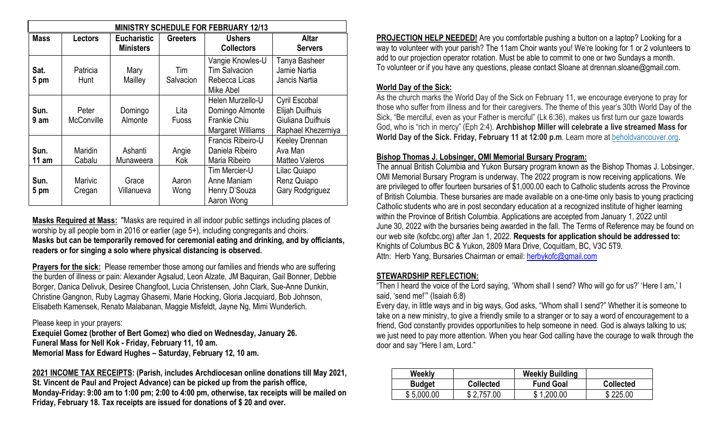| MINISTRY SCHEDULE FOR FEBRUARY 12/13 | | | | | |
|---|---|---|---|---|---|
| **Mass** | **Lectors** | **Eucharistic Ministers** | **Greeters** | **Ushers Collectors** | **Altar Servers** |
| **Sat. 5 pm** | Patricia Hunt | Mary Mailley | Tim Salvacion | Vangie Knowles-U<br>Tim Salvacion<br>Rebecca Licas<br>Mike Abel | Tanya Basheer<br>Jamie Nartia<br>Jancis Nartia |
| **Sun. 9 am** | Peter McConville | Domingo Almonte | Lita Fuoss | Helen Murzello-U<br>Domingo Almonte<br>Frankie Chiu<br>Margaret Williams | Cyril Escobal<br>Elijah Duifhuis<br>Giuliana Duifhuis<br>Raphael Khezerniya |
| **Sun. 11 am** | Maridin Cabalu | Ashanti Munaweera | Angie Kok | Francis Ribeiro-U<br>Daniela Ribeiro<br>Maria Ribeiro | Keeley Drennan<br>Ava Man<br>Matteo Valeros |
| **Sun. 5 pm** | Marivic Cregan | Grace Villanueva | Aaron Wong | Tim Mercier-U<br>Anne Maniam<br>Henry D'Souza<br>Aaron Wong | Lilac Quiapo<br>Renz Quiapo<br>Gary Rodgriguez |

**Masks Required at Mass:** "Masks are required in all indoor public settings including places of worship by all people born in 2016 or earlier (age 5+), including congregants and choirs. **Masks but can be temporarily removed for ceremonial eating and drinking, and by officiants, readers or for singing a solo where physical distancing is observed.**

**Prayers for the sick:** Please remember those among our families and friends who are suffering the burden of illness or pain: Alexander Agsalud, Leon Alzate, JM Baquiran, Gail Bonner, Debbie Borger, Danica Delivuk, Desiree Changfoot, Lucia Christensen, John Clark, Sue-Anne Dunkin, Christine Gangnon, Ruby Lagmay Ghasemi, Marie Hocking, Gloria Jacquiard, Bob Johnson, Elisabeth Kamensek, Renato Malabanan, Maggie Misfeldt, Jayne Ng, Mimi Wunderlich.

Please keep in your prayers:

**Exequiel Gomez (brother of Bert Gomez) who died on Wednesday, January 26.**
**Funeral Mass for Nell Kok - Friday, February 11, 10 am.**
**Memorial Mass for Edward Hughes – Saturday, February 12, 10 am.**

**2021 INCOME TAX RECEIPTS: (Parish, includes Archdiocesan online donations till May 2021, St. Vincent de Paul and Project Advance) can be picked up from the parish office, Monday-Friday: 9:00 am to 1:00 pm; 2:00 to 4:00 pm, otherwise, tax receipts will be mailed on Friday, February 18. Tax receipts are issued for donations of $ 20 and over.**

**PROJECTION HELP NEEDED!** Are you comfortable pushing a button on a laptop? Looking for a way to volunteer with your parish? The 11am Choir wants you! We're looking for 1 or 2 volunteers to add to our projection operator rotation. Must be able to commit to one or two Sundays a month. To volunteer or if you have any questions, please contact Sloane at drennan.sloane@gmail.com.

**World Day of the Sick:**

As the church marks the World Day of the Sick on February 11, we encourage everyone to pray for those who suffer from illness and for their caregivers. The theme of this year's 30th World Day of the Sick, "Be merciful, even as your Father is merciful" (Lk 6:36), makes us first turn our gaze towards God, who is "rich in mercy" (Eph 2:4). **Archbishop Miller will celebrate a live streamed Mass for World Day of the Sick. Friday, February 11 at 12:00 p.m**. Learn more at beholdvancouver.org.

**Bishop Thomas J. Lobsinger, OMI Memorial Bursary Program:**

The annual British Columbia and Yukon Bursary program known as the Bishop Thomas J. Lobsinger, OMI Memorial Bursary Program is underway. The 2022 program is now receiving applications. We are privileged to offer fourteen bursaries of $1,000.00 each to Catholic students across the Province of British Columbia. These bursaries are made available on a one-time only basis to young practicing Catholic students who are in post secondary education at a recognized institute of higher learning within the Province of British Columbia. Applications are accepted from January 1, 2022 until June 30, 2022 with the bursaries being awarded in the fall. The Terms of Reference may be found on our web site (kofcbc.org) after Jan 1, 2022. **Requests for application should be addressed to:** Knights of Columbus BC & Yukon, 2809 Mara Drive, Coquitlam, BC, V3C 5T9.
Attn: Herb Yang, Bursaries Chairman or email: herbykofc@gmail.com

**STEWARDSHIP REFLECTION:**

"Then I heard the voice of the Lord saying, 'Whom shall I send? Who will go for us?' 'Here I am,' I said, 'send me!'" (Isaiah 6:8)

Every day, in little ways and in big ways, God asks, "Whom shall I send?" Whether it is someone to take on a new ministry, to give a friendly smile to a stranger or to say a word of encouragement to a friend, God constantly provides opportunities to help someone in need. God is always talking to us; we just need to pay more attention. When you hear God calling have the courage to walk through the door and say "Here I am, Lord."

| Weekly Budget | Collected | Weekly Building Fund Goal | Collected |
|---|---|---|---|
| $ 5,000.00 | $ 2,757.00 | $ 1,200.00 | $ 225.00 |